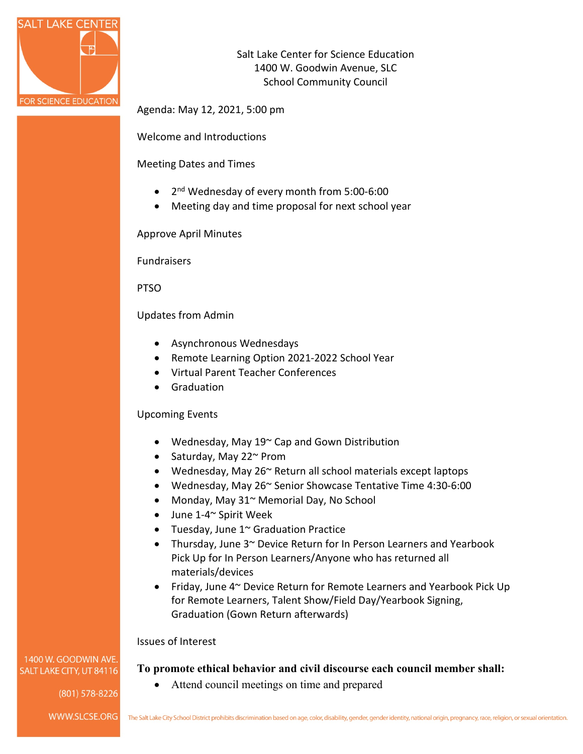Salt Lake Center for Science Education
1400 W. Goodwin Avenue, SLC
School Community Council

Agenda: May 12, 2021, 5:00 pm

Welcome and Introductions

Meeting Dates and Times

- 2nd Wednesday of every month from 5:00-6:00
- Meeting day and time proposal for next school year

Approve April Minutes

Fundraisers

PTSO

Updates from Admin

- Asynchronous Wednesdays
- Remote Learning Option 2021-2022 School Year
- Virtual Parent Teacher Conferences
- Graduation

Upcoming Events

- Wednesday, May 19~ Cap and Gown Distribution
- Saturday, May 22~ Prom
- Wednesday, May 26~ Return all school materials except laptops
- Wednesday, May 26~ Senior Showcase Tentative Time 4:30-6:00
- Monday, May 31~ Memorial Day, No School
- June 1-4~ Spirit Week
- Tuesday, June 1~ Graduation Practice
- Thursday, June 3~ Device Return for In Person Learners and Yearbook Pick Up for In Person Learners/Anyone who has returned all materials/devices
- Friday, June 4~ Device Return for Remote Learners and Yearbook Pick Up for Remote Learners, Talent Show/Field Day/Yearbook Signing, Graduation (Gown Return afterwards)

Issues of Interest

**To promote ethical behavior and civil discourse each council member shall:**

- Attend council meetings on time and prepared

1400 W. GOODWIN AVE.
SALT LAKE CITY, UT 84116

(801) 578-8226

WWW.SLCSE.ORG

The Salt Lake City School District prohibits discrimination based on age, color, disability, gender, gender identity, national origin, pregnancy, race, religion, or sexual orientation.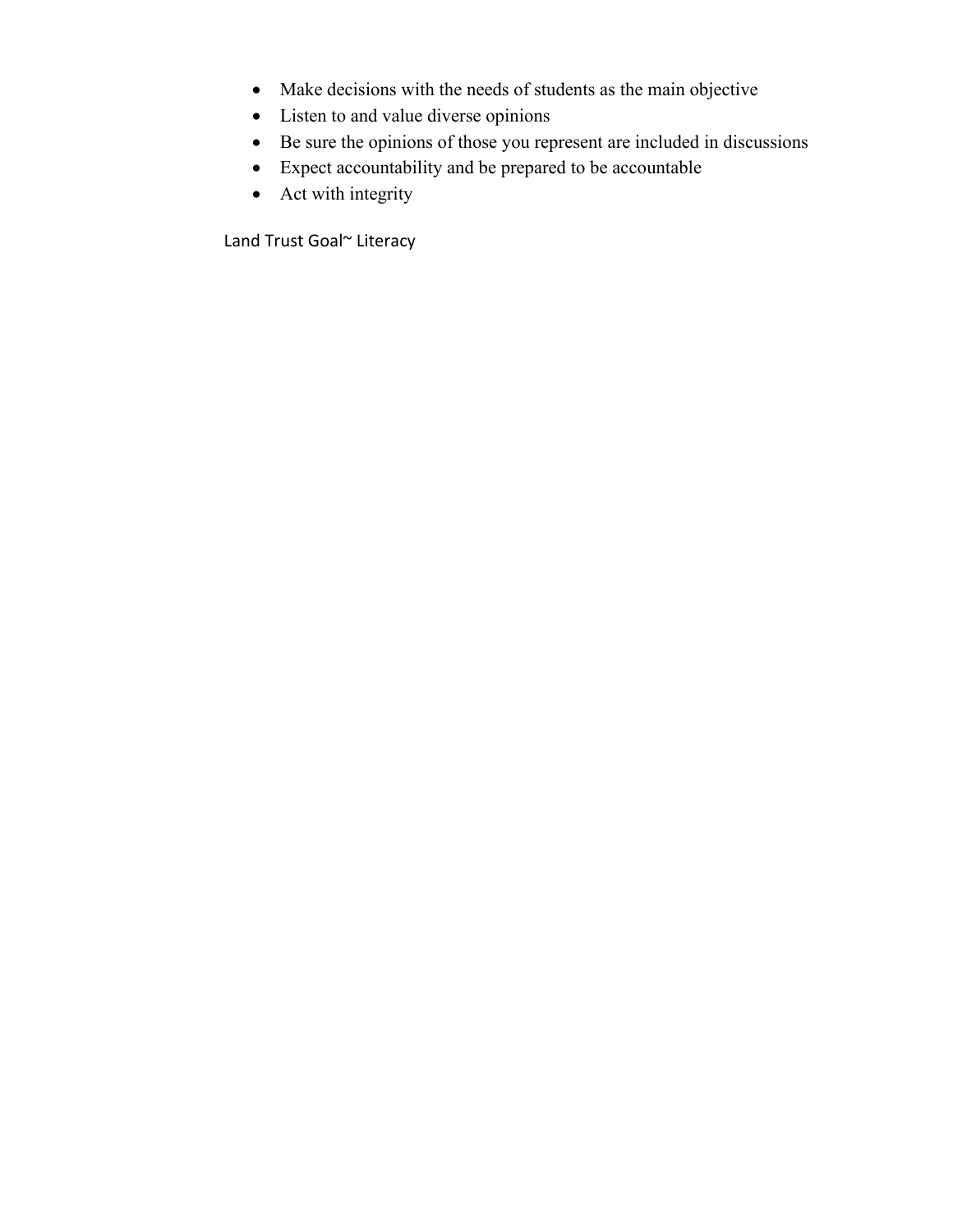- Make decisions with the needs of students as the main objective
- Listen to and value diverse opinions
- Be sure the opinions of those you represent are included in discussions
- Expect accountability and be prepared to be accountable
- Act with integrity

Land Trust Goal~ Literacy